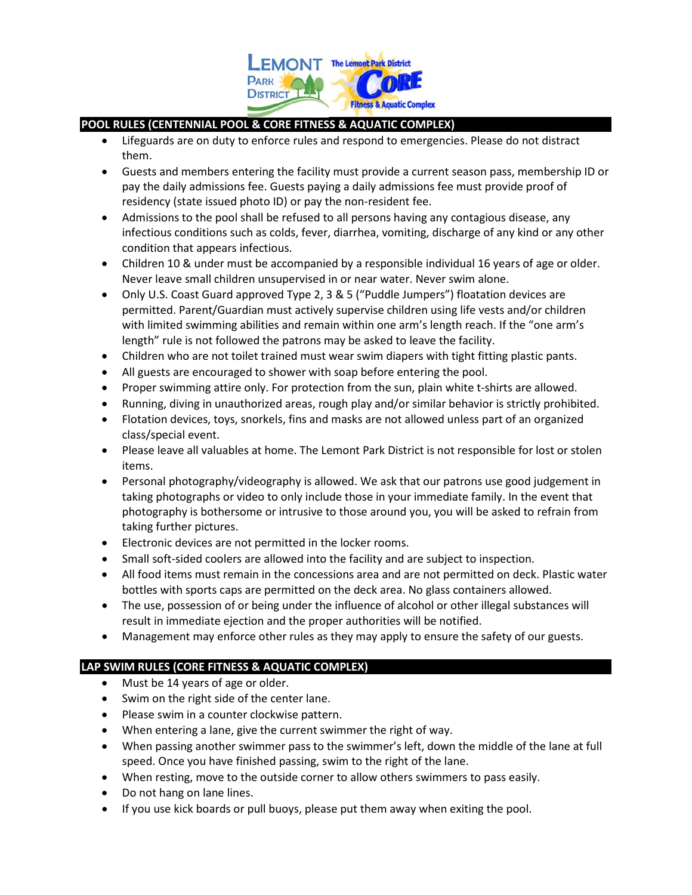## POOL RULES (CENTENNIAL POOL & CORE FITNESS & AQUATIC COMPLEX)

- Lifeguards are on duty to enforce rules and respond to emergencies. Please do not distract them.
- Guests and members entering the facility must provide a current season pass, membership ID or pay the daily admissions fee. Guests paying a daily admissions fee must provide proof of residency (state issued photo ID) or pay the non-resident fee.
- Admissions to the pool shall be refused to all persons having any contagious disease, any infectious conditions such as colds, fever, diarrhea, vomiting, discharge of any kind or any other condition that appears infectious.
- Children 10 & under must be accompanied by a responsible individual 16 years of age or older. Never leave small children unsupervised in or near water. Never swim alone.
- Only U.S. Coast Guard approved Type 2, 3 & 5 ("Puddle Jumpers") floatation devices are permitted. Parent/Guardian must actively supervise children using life vests and/or children with limited swimming abilities and remain within one arm's length reach. If the "one arm's length" rule is not followed the patrons may be asked to leave the facility.
- Children who are not toilet trained must wear swim diapers with tight fitting plastic pants.
- All guests are encouraged to shower with soap before entering the pool.
- Proper swimming attire only. For protection from the sun, plain white t-shirts are allowed.
- Running, diving in unauthorized areas, rough play and/or similar behavior is strictly prohibited.
- Flotation devices, toys, snorkels, fins and masks are not allowed unless part of an organized class/special event.
- Please leave all valuables at home. The Lemont Park District is not responsible for lost or stolen items.
- Personal photography/videography is allowed. We ask that our patrons use good judgement in taking photographs or video to only include those in your immediate family. In the event that photography is bothersome or intrusive to those around you, you will be asked to refrain from taking further pictures.
- Electronic devices are not permitted in the locker rooms.
- Small soft-sided coolers are allowed into the facility and are subject to inspection.
- All food items must remain in the concessions area and are not permitted on deck. Plastic water bottles with sports caps are permitted on the deck area. No glass containers allowed.
- The use, possession of or being under the influence of alcohol or other illegal substances will result in immediate ejection and the proper authorities will be notified.
- Management may enforce other rules as they may apply to ensure the safety of our guests.

## LAP SWIM RULES (CORE FITNESS & AQUATIC COMPLEX)

- Must be 14 years of age or older.
- Swim on the right side of the center lane.
- Please swim in a counter clockwise pattern.
- When entering a lane, give the current swimmer the right of way.
- When passing another swimmer pass to the swimmer's left, down the middle of the lane at full speed. Once you have finished passing, swim to the right of the lane.
- When resting, move to the outside corner to allow others swimmers to pass easily.
- Do not hang on lane lines.
- If you use kick boards or pull buoys, please put them away when exiting the pool.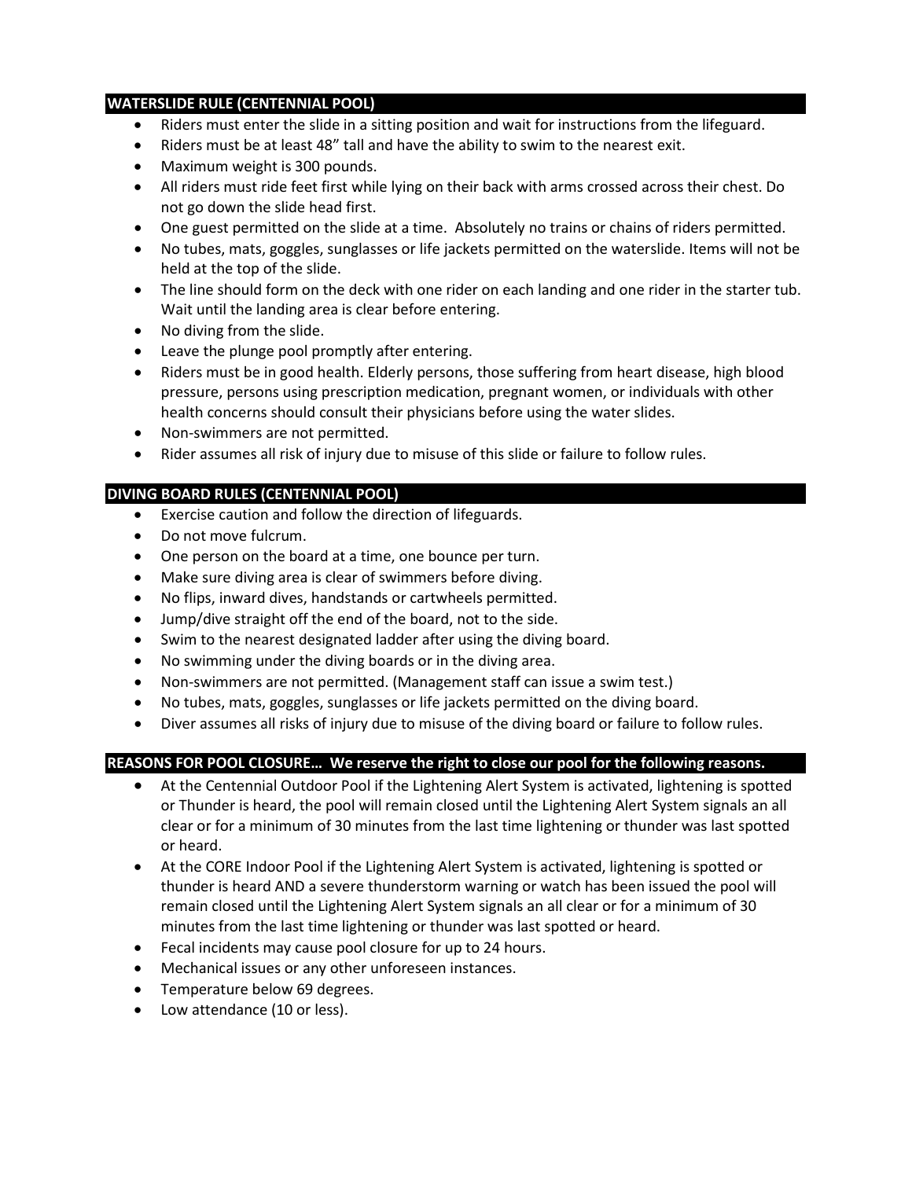## WATERSLIDE RULE (CENTENNIAL POOL)

- Riders must enter the slide in a sitting position and wait for instructions from the lifeguard.
- Riders must be at least 48" tall and have the ability to swim to the nearest exit.
- Maximum weight is 300 pounds.
- All riders must ride feet first while lying on their back with arms crossed across their chest. Do not go down the slide head first.
- One guest permitted on the slide at a time. Absolutely no trains or chains of riders permitted.
- No tubes, mats, goggles, sunglasses or life jackets permitted on the waterslide. Items will not be held at the top of the slide.
- The line should form on the deck with one rider on each landing and one rider in the starter tub. Wait until the landing area is clear before entering.
- No diving from the slide.
- Leave the plunge pool promptly after entering.
- Riders must be in good health. Elderly persons, those suffering from heart disease, high blood pressure, persons using prescription medication, pregnant women, or individuals with other health concerns should consult their physicians before using the water slides.
- Non-swimmers are not permitted.
- Rider assumes all risk of injury due to misuse of this slide or failure to follow rules.

## DIVING BOARD RULES (CENTENNIAL POOL)

- Exercise caution and follow the direction of lifeguards.
- Do not move fulcrum.
- One person on the board at a time, one bounce per turn.
- Make sure diving area is clear of swimmers before diving.
- No flips, inward dives, handstands or cartwheels permitted.
- Jump/dive straight off the end of the board, not to the side.
- Swim to the nearest designated ladder after using the diving board.
- No swimming under the diving boards or in the diving area.
- Non-swimmers are not permitted. (Management staff can issue a swim test.)
- No tubes, mats, goggles, sunglasses or life jackets permitted on the diving board.
- Diver assumes all risks of injury due to misuse of the diving board or failure to follow rules.

## REASONS FOR POOL CLOSURE… We reserve the right to close our pool for the following reasons.

- At the Centennial Outdoor Pool if the Lightening Alert System is activated, lightening is spotted or Thunder is heard, the pool will remain closed until the Lightening Alert System signals an all clear or for a minimum of 30 minutes from the last time lightening or thunder was last spotted or heard.
- At the CORE Indoor Pool if the Lightening Alert System is activated, lightening is spotted or thunder is heard AND a severe thunderstorm warning or watch has been issued the pool will remain closed until the Lightening Alert System signals an all clear or for a minimum of 30 minutes from the last time lightening or thunder was last spotted or heard.
- Fecal incidents may cause pool closure for up to 24 hours.
- Mechanical issues or any other unforeseen instances.
- Temperature below 69 degrees.
- Low attendance (10 or less).